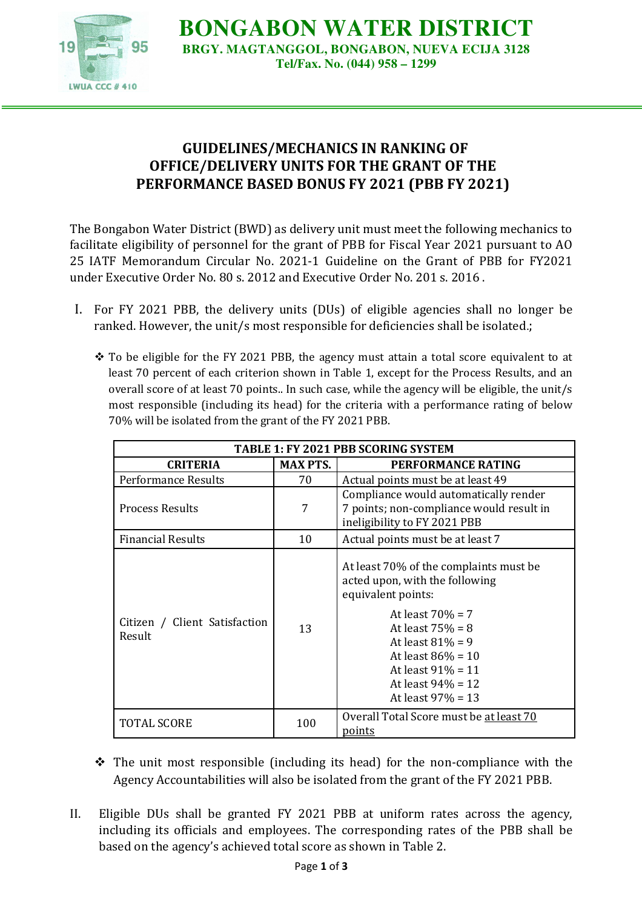# BONGABON WATER DISTRICT

**BRGY. MAGTANGGOL, BONGABON, NUEVA ECIJA 3128**

**Tel/Fax. No. (044) 958 – 1299**

## GUIDELINES/MECHANICS IN RANKING OF OFFICE/DELIVERY UNITS FOR THE GRANT OF THE PERFORMANCE BASED BONUS FY 2021 (PBB FY 2021)

The Bongabon Water District (BWD) as delivery unit must meet the following mechanics to facilitate eligibility of personnel for the grant of PBB for Fiscal Year 2021 pursuant to AO 25 IATF Memorandum Circular No. 2021-1 Guideline on the Grant of PBB for FY2021 under Executive Order No. 80 s. 2012 and Executive Order No. 201 s. 2016 .

I. For FY 2021 PBB, the delivery units (DUs) of eligible agencies shall no longer be ranked. However, the unit/s most responsible for deficiencies shall be isolated.;

- To be eligible for the FY 2021 PBB, the agency must attain a total score equivalent to at least 70 percent of each criterion shown in Table 1, except for the Process Results, and an overall score of at least 70 points.. In such case, while the agency will be eligible, the unit/s most responsible (including its head) for the criteria with a performance rating of below 70% will be isolated from the grant of the FY 2021 PBB.

| TABLE 1: FY 2021 PBB SCORING SYSTEM | | |
|---|---|---|
| **CRITERIA** | **MAX PTS.** | **PERFORMANCE RATING** |
| Performance Results | 70 | Actual points must be at least 49 |
| Process Results | 7 | Compliance would automatically render 7 points; non-compliance would result in ineligibility to FY 2021 PBB |
| Financial Results | 10 | Actual points must be at least 7 |
| Citizen / Client Satisfaction Result | 13 | At least 70% of the complaints must be acted upon, with the following equivalent points:<br>At least 70% = 7<br>At least 75% = 8<br>At least 81% = 9<br>At least 86% = 10<br>At least 91% = 11<br>At least 94% = 12<br>At least 97% = 13 |
| TOTAL SCORE | 100 | Overall Total Score must be at least 70 points |

- The unit most responsible (including its head) for the non-compliance with the Agency Accountabilities will also be isolated from the grant of the FY 2021 PBB.

II. Eligible DUs shall be granted FY 2021 PBB at uniform rates across the agency, including its officials and employees. The corresponding rates of the PBB shall be based on the agency's achieved total score as shown in Table 2.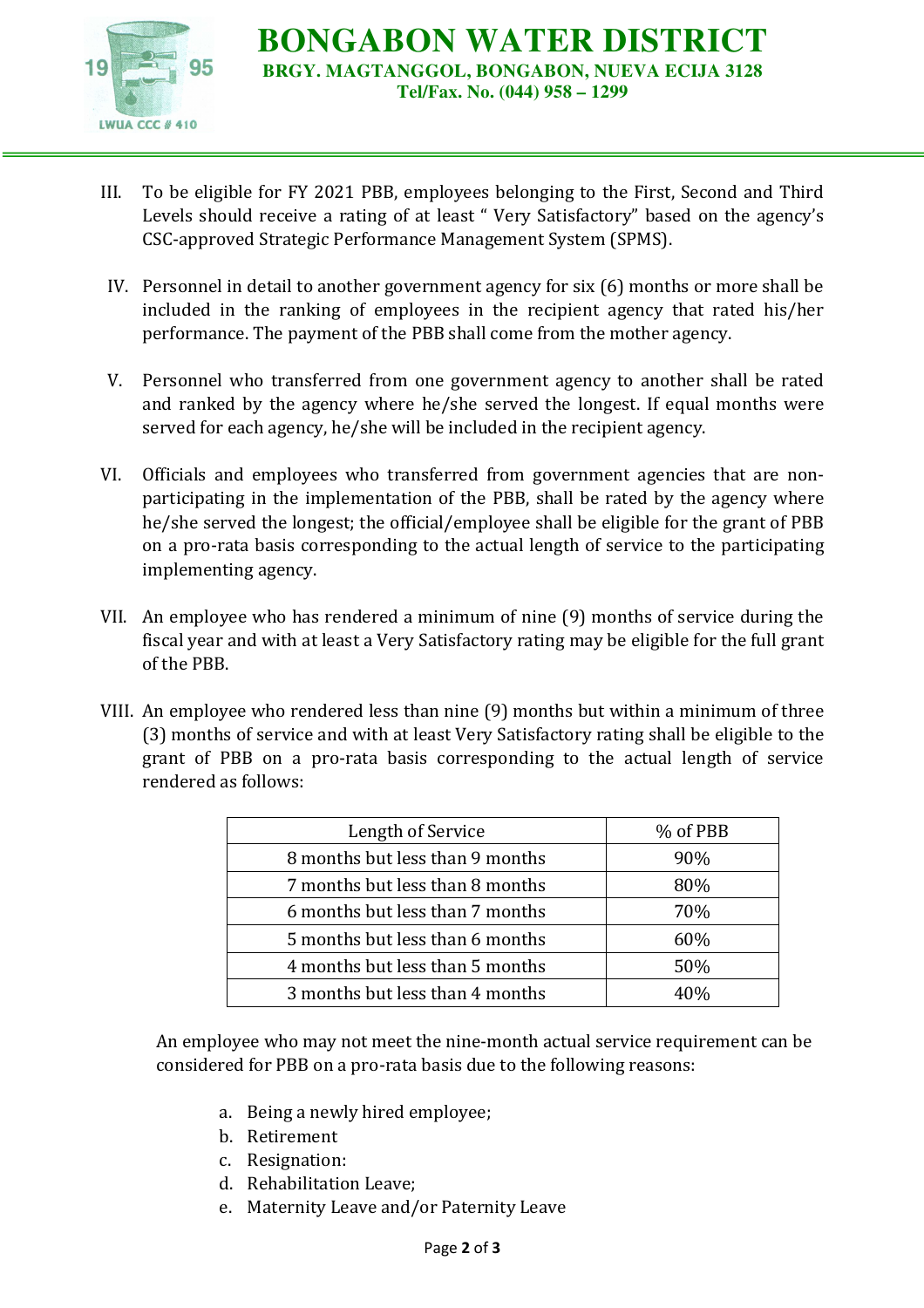III. To be eligible for FY 2021 PBB, employees belonging to the First, Second and Third Levels should receive a rating of at least " Very Satisfactory" based on the agency's CSC-approved Strategic Performance Management System (SPMS).

IV. Personnel in detail to another government agency for six (6) months or more shall be included in the ranking of employees in the recipient agency that rated his/her performance. The payment of the PBB shall come from the mother agency.

V. Personnel who transferred from one government agency to another shall be rated and ranked by the agency where he/she served the longest. If equal months were served for each agency, he/she will be included in the recipient agency.

VI. Officials and employees who transferred from government agencies that are non-participating in the implementation of the PBB, shall be rated by the agency where he/she served the longest; the official/employee shall be eligible for the grant of PBB on a pro-rata basis corresponding to the actual length of service to the participating implementing agency.

VII. An employee who has rendered a minimum of nine (9) months of service during the fiscal year and with at least a Very Satisfactory rating may be eligible for the full grant of the PBB.

VIII. An employee who rendered less than nine (9) months but within a minimum of three (3) months of service and with at least Very Satisfactory rating shall be eligible to the grant of PBB on a pro-rata basis corresponding to the actual length of service rendered as follows:

| Length of Service | % of PBB |
|---|---|
| 8 months but less than 9 months | 90% |
| 7 months but less than 8 months | 80% |
| 6 months but less than 7 months | 70% |
| 5 months but less than 6 months | 60% |
| 4 months but less than 5 months | 50% |
| 3 months but less than 4 months | 40% |

An employee who may not meet the nine-month actual service requirement can be considered for PBB on a pro-rata basis due to the following reasons:

a. Being a newly hired employee;
b. Retirement
c. Resignation:
d. Rehabilitation Leave;
e. Maternity Leave and/or Paternity Leave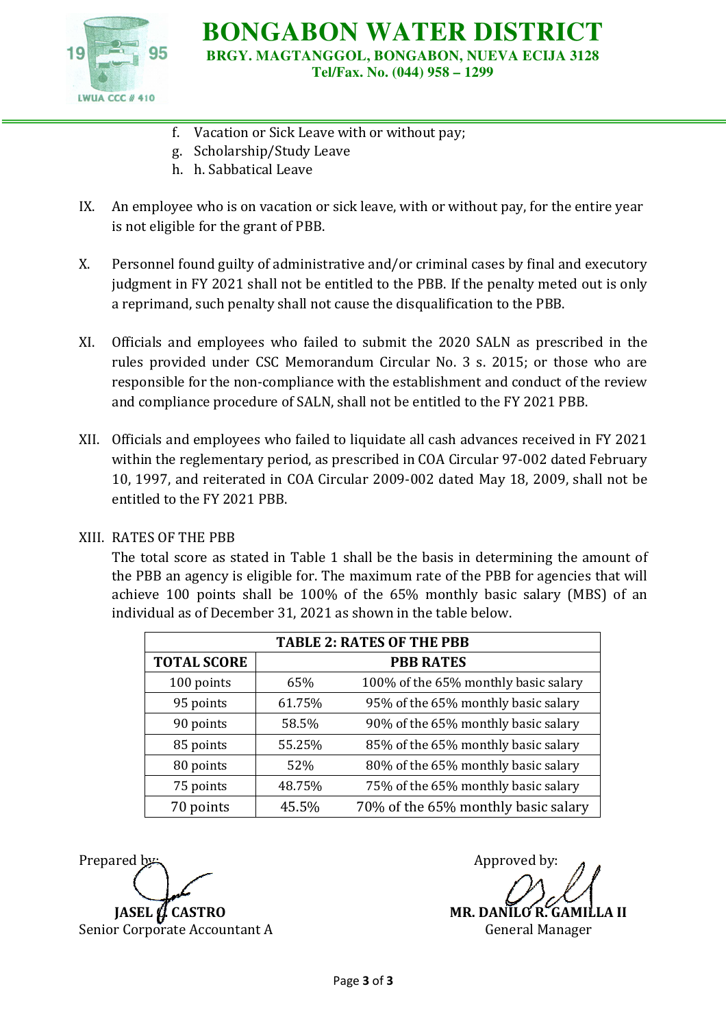f. Vacation or Sick Leave with or without pay;
g. Scholarship/Study Leave
h. h. Sabbatical Leave

IX. An employee who is on vacation or sick leave, with or without pay, for the entire year is not eligible for the grant of PBB.

X. Personnel found guilty of administrative and/or criminal cases by final and executory judgment in FY 2021 shall not be entitled to the PBB. If the penalty meted out is only a reprimand, such penalty shall not cause the disqualification to the PBB.

XI. Officials and employees who failed to submit the 2020 SALN as prescribed in the rules provided under CSC Memorandum Circular No. 3 s. 2015; or those who are responsible for the non-compliance with the establishment and conduct of the review and compliance procedure of SALN, shall not be entitled to the FY 2021 PBB.

XII. Officials and employees who failed to liquidate all cash advances received in FY 2021 within the reglementary period, as prescribed in COA Circular 97-002 dated February 10, 1997, and reiterated in COA Circular 2009-002 dated May 18, 2009, shall not be entitled to the FY 2021 PBB.

XIII. RATES OF THE PBB

The total score as stated in Table 1 shall be the basis in determining the amount of the PBB an agency is eligible for. The maximum rate of the PBB for agencies that will achieve 100 points shall be 100% of the 65% monthly basic salary (MBS) of an individual as of December 31, 2021 as shown in the table below.

**TABLE 2: RATES OF THE PBB**

| TOTAL SCORE | PBB RATES | |
|---|---|---|
| 100 points | 65% | 100% of the 65% monthly basic salary |
| 95 points | 61.75% | 95% of the 65% monthly basic salary |
| 90 points | 58.5% | 90% of the 65% monthly basic salary |
| 85 points | 55.25% | 85% of the 65% monthly basic salary |
| 80 points | 52% | 80% of the 65% monthly basic salary |
| 75 points | 48.75% | 75% of the 65% monthly basic salary |
| 70 points | 45.5% | 70% of the 65% monthly basic salary |

Prepared by:

**JASEL G. CASTRO**
Senior Corporate Accountant A

Approved by:

**MR. DANILO R. GAMILLA II**
General Manager